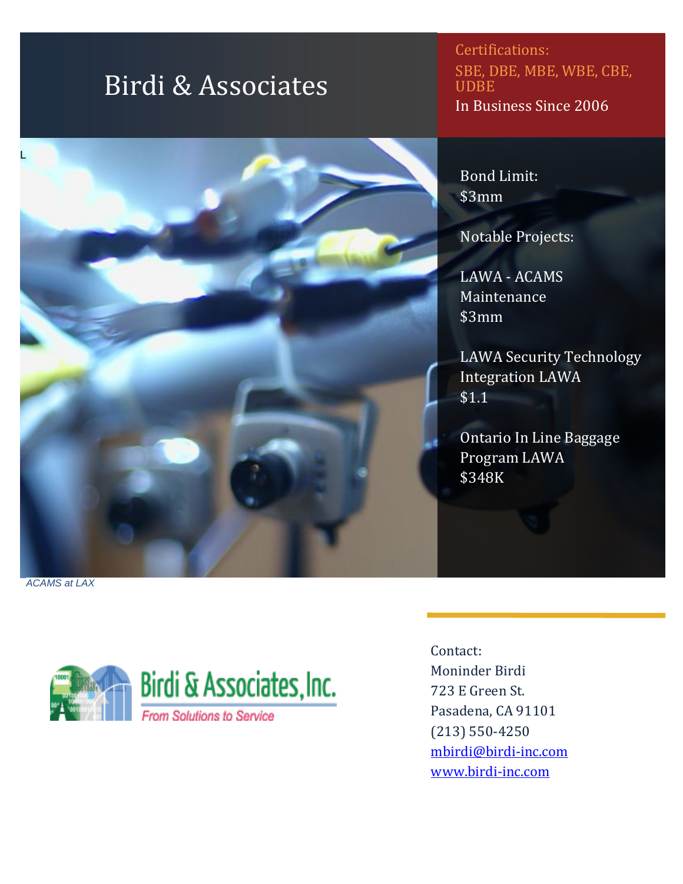# Birdi & Associates

Certifications:
SBE, DBE, MBE, WBE, CBE, UDBE
In Business Since 2006

L

Bond Limit:
$3mm

Notable Projects:

LAWA - ACAMS Maintenance
$3mm

LAWA Security Technology Integration LAWA
$1.1

Ontario In Line Baggage Program LAWA
$348K

*ACAMS at LAX*

Birdi & Associates, Inc.
From Solutions to Service

Contact:
Moninder Birdi
723 E Green St.
Pasadena, CA 91101
(213) 550-4250
mbirdi@birdi-inc.com
www.birdi-inc.com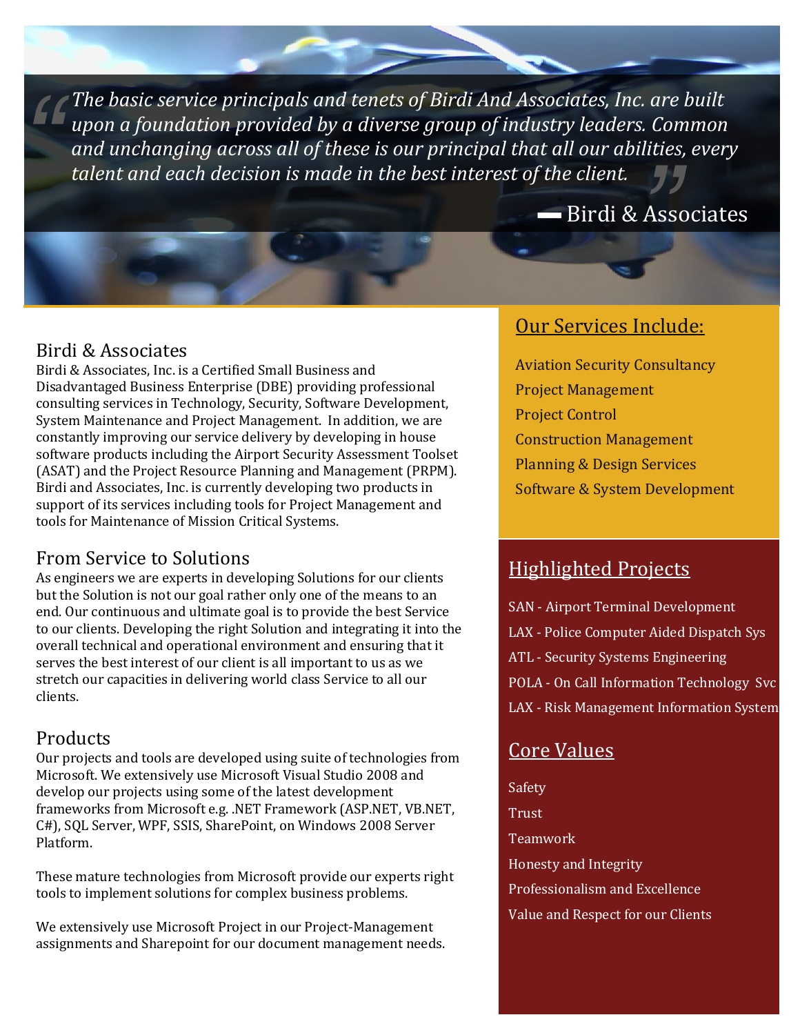> *The basic service principals and tenets of Birdi And Associates, Inc. are built upon a foundation provided by a diverse group of industry leaders. Common and unchanging across all of these is our principal that all our abilities, every talent and each decision is made in the best interest of the client.*
>
> — Birdi & Associates

## Birdi & Associates

Birdi & Associates, Inc. is a Certified Small Business and Disadvantaged Business Enterprise (DBE) providing professional consulting services in Technology, Security, Software Development, System Maintenance and Project Management. In addition, we are constantly improving our service delivery by developing in house software products including the Airport Security Assessment Toolset (ASAT) and the Project Resource Planning and Management (PRPM). Birdi and Associates, Inc. is currently developing two products in support of its services including tools for Project Management and tools for Maintenance of Mission Critical Systems.

## From Service to Solutions

As engineers we are experts in developing Solutions for our clients but the Solution is not our goal rather only one of the means to an end. Our continuous and ultimate goal is to provide the best Service to our clients. Developing the right Solution and integrating it into the overall technical and operational environment and ensuring that it serves the best interest of our client is all important to us as we stretch our capacities in delivering world class Service to all our clients.

## Products

Our projects and tools are developed using suite of technologies from Microsoft. We extensively use Microsoft Visual Studio 2008 and develop our projects using some of the latest development frameworks from Microsoft e.g. .NET Framework (ASP.NET, VB.NET, C#), SQL Server, WPF, SSIS, SharePoint, on Windows 2008 Server Platform.

These mature technologies from Microsoft provide our experts right tools to implement solutions for complex business problems.

We extensively use Microsoft Project in our Project-Management assignments and Sharepoint for our document management needs.

## Our Services Include:

- Aviation Security Consultancy
- Project Management
- Project Control
- Construction Management
- Planning & Design Services
- Software & System Development

## Highlighted Projects

- SAN - Airport Terminal Development
- LAX - Police Computer Aided Dispatch Sys
- ATL - Security Systems Engineering
- POLA - On Call Information Technology Svc
- LAX - Risk Management Information System

## Core Values

- Safety
- Trust
- Teamwork
- Honesty and Integrity
- Professionalism and Excellence
- Value and Respect for our Clients